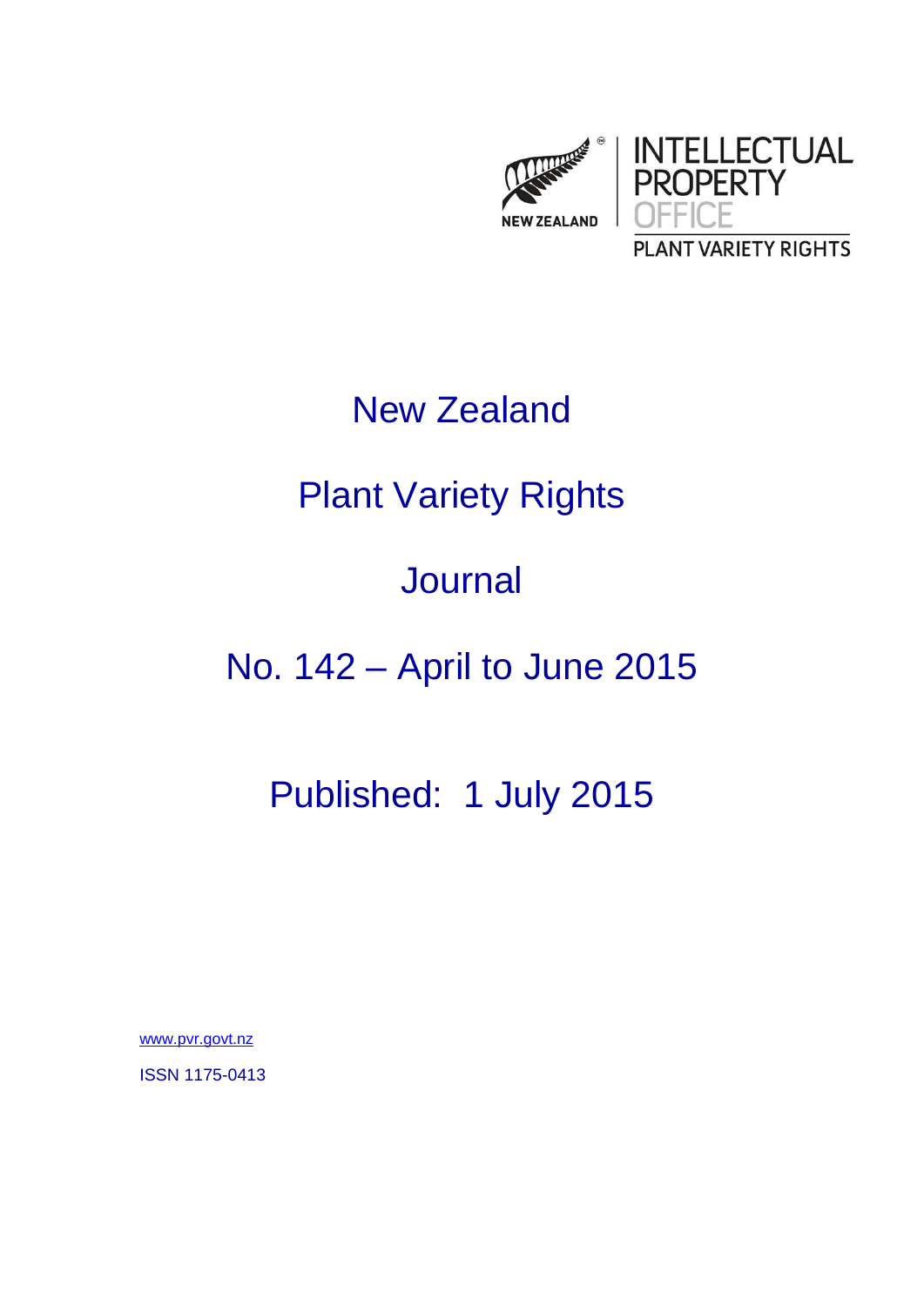NEW ZEALAND

INTELLECTUAL PROPERTY OFFICE

PLANT VARIETY RIGHTS

# New Zealand

# Plant Variety Rights

# Journal

# No. 142 – April to June 2015

## Published: 1 July 2015

www.pvr.govt.nz

ISSN 1175-0413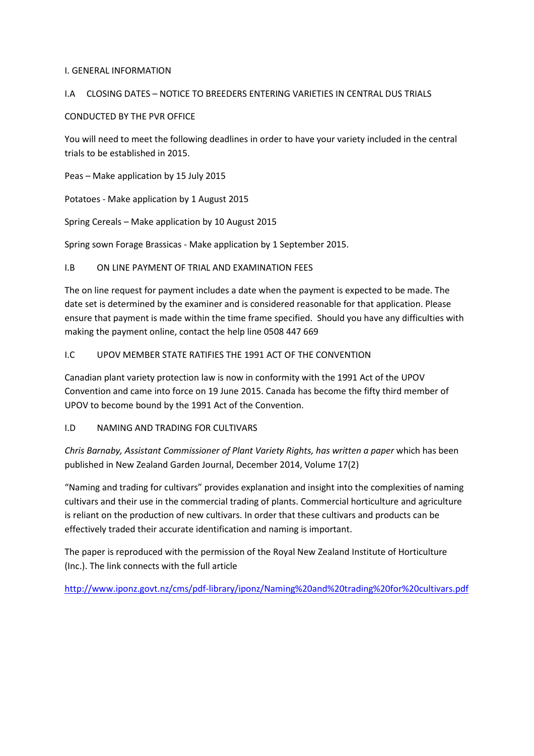## I. GENERAL INFORMATION

### I.A CLOSING DATES – NOTICE TO BREEDERS ENTERING VARIETIES IN CENTRAL DUS TRIALS CONDUCTED BY THE PVR OFFICE

You will need to meet the following deadlines in order to have your variety included in the central trials to be established in 2015.

Peas – Make application by 15 July 2015

Potatoes - Make application by 1 August 2015

Spring Cereals – Make application by 10 August 2015

Spring sown Forage Brassicas - Make application by 1 September 2015.

### I.B ON LINE PAYMENT OF TRIAL AND EXAMINATION FEES

The on line request for payment includes a date when the payment is expected to be made. The date set is determined by the examiner and is considered reasonable for that application. Please ensure that payment is made within the time frame specified. Should you have any difficulties with making the payment online, contact the help line 0508 447 669

### I.C UPOV MEMBER STATE RATIFIES THE 1991 ACT OF THE CONVENTION

Canadian plant variety protection law is now in conformity with the 1991 Act of the UPOV Convention and came into force on 19 June 2015. Canada has become the fifty third member of UPOV to become bound by the 1991 Act of the Convention.

### I.D NAMING AND TRADING FOR CULTIVARS

*Chris Barnaby, Assistant Commissioner of Plant Variety Rights, has written a paper* which has been published in New Zealand Garden Journal, December 2014, Volume 17(2)

"Naming and trading for cultivars" provides explanation and insight into the complexities of naming cultivars and their use in the commercial trading of plants. Commercial horticulture and agriculture is reliant on the production of new cultivars. In order that these cultivars and products can be effectively traded their accurate identification and naming is important.

The paper is reproduced with the permission of the Royal New Zealand Institute of Horticulture (Inc.). The link connects with the full article

http://www.iponz.govt.nz/cms/pdf-library/iponz/Naming%20and%20trading%20for%20cultivars.pdf